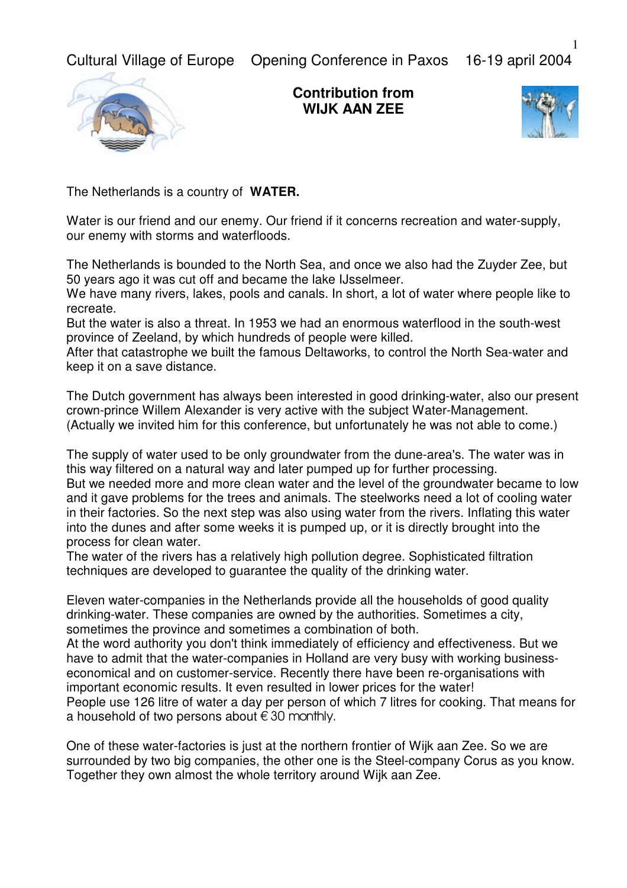Cultural Village of Europe   Opening Conference in Paxos   16-19 april 2004

**Contribution from WIJK AAN ZEE**

The Netherlands is a country of **WATER.**

Water is our friend and our enemy. Our friend if it concerns recreation and water-supply, our enemy with storms and waterfloods.

The Netherlands is bounded to the North Sea, and once we also had the Zuyder Zee, but 50 years ago it was cut off and became the lake IJsselmeer.
We have many rivers, lakes, pools and canals. In short, a lot of water where people like to recreate.
But the water is also a threat. In 1953 we had an enormous waterflood in the south-west province of Zeeland, by which hundreds of people were killed.
After that catastrophe we built the famous Deltaworks, to control the North Sea-water and keep it on a save distance.

The Dutch government has always been interested in good drinking-water, also our present crown-prince Willem Alexander is very active with the subject Water-Management.
(Actually we invited him for this conference, but unfortunately he was not able to come.)

The supply of water used to be only groundwater from the dune-area's. The water was in this way filtered on a natural way and later pumped up for further processing.
But we needed more and more clean water and the level of the groundwater became to low and it gave problems for the trees and animals. The steelworks need a lot of cooling water in their factories. So the next step was also using water from the rivers. Inflating this water into the dunes and after some weeks it is pumped up, or it is directly brought into the process for clean water.
The water of the rivers has a relatively high pollution degree. Sophisticated filtration techniques are developed to guarantee the quality of the drinking water.

Eleven water-companies in the Netherlands provide all the households of good quality drinking-water. These companies are owned by the authorities. Sometimes a city, sometimes the province and sometimes a combination of both.
At the word authority you don't think immediately of efficiency and effectiveness. But we have to admit that the water-companies in Holland are very busy with working business-economical and on customer-service. Recently there have been re-organisations with important economic results. It even resulted in lower prices for the water!
People use 126 litre of water a day per person of which 7 litres for cooking. That means for a household of two persons about € 30 monthly.

One of these water-factories is just at the northern frontier of Wijk aan Zee. So we are surrounded by two big companies, the other one is the Steel-company Corus as you know. Together they own almost the whole territory around Wijk aan Zee.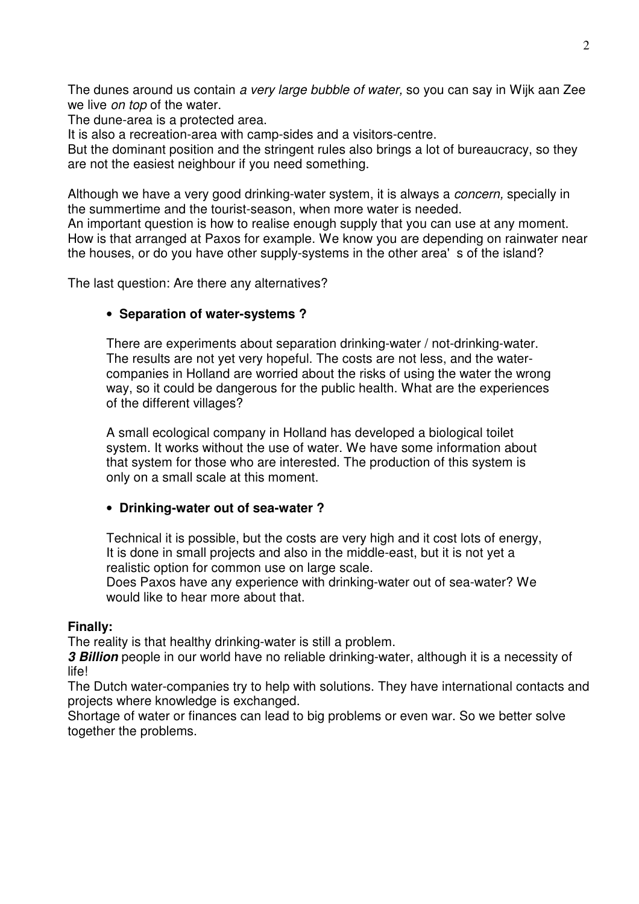The dunes around us contain *a very large bubble of water,* so you can say in Wijk aan Zee we live *on top* of the water.
The dune-area is a protected area.
It is also a recreation-area with camp-sides and a visitors-centre.
But the dominant position and the stringent rules also brings a lot of bureaucracy, so they are not the easiest neighbour if you need something.

Although we have a very good drinking-water system, it is always a *concern,* specially in the summertime and the tourist-season, when more water is needed.
An important question is how to realise enough supply that you can use at any moment. How is that arranged at Paxos for example. We know you are depending on rainwater near the houses, or do you have other supply-systems in the other area' s of the island?

The last question: Are there any alternatives?

- **Separation of water-systems ?**

  There are experiments about separation drinking-water / not-drinking-water. The results are not yet very hopeful. The costs are not less, and the water-companies in Holland are worried about the risks of using the water the wrong way, so it could be dangerous for the public health. What are the experiences of the different villages?

  A small ecological company in Holland has developed a biological toilet system. It works without the use of water. We have some information about that system for those who are interested. The production of this system is only on a small scale at this moment.

- **Drinking-water out of sea-water ?**

  Technical it is possible, but the costs are very high and it cost lots of energy, It is done in small projects and also in the middle-east, but it is not yet a realistic option for common use on large scale.
  Does Paxos have any experience with drinking-water out of sea-water? We would like to hear more about that.

**Finally:**
The reality is that healthy drinking-water is still a problem.
***3 Billion*** people in our world have no reliable drinking-water, although it is a necessity of life!
The Dutch water-companies try to help with solutions. They have international contacts and projects where knowledge is exchanged.
Shortage of water or finances can lead to big problems or even war. So we better solve together the problems.